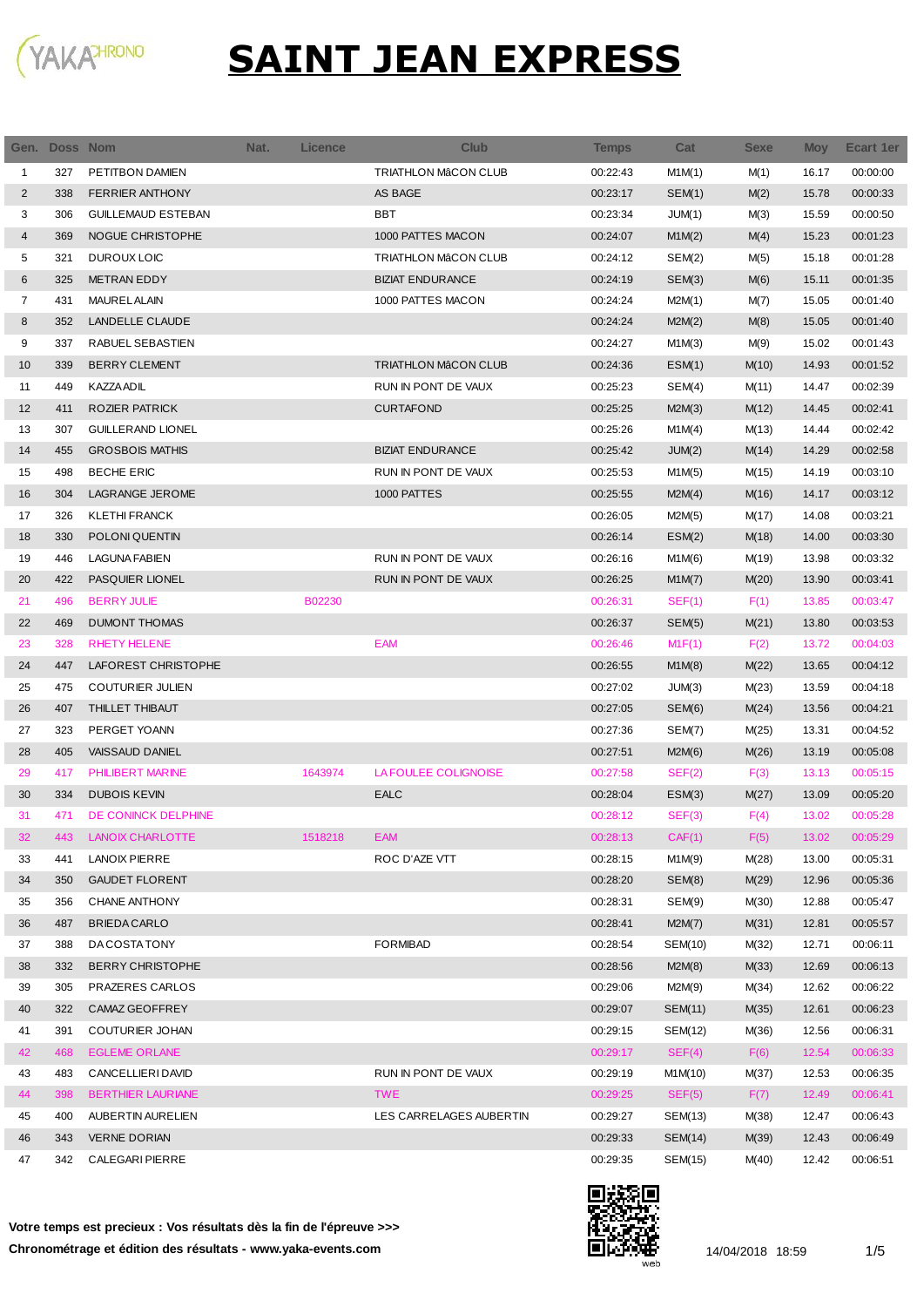# SAINT JEAN EXPRESS

| Gen. | Doss | Nom | Nat. | Licence | Club | Temps | Cat | Sexe | Moy | Ecart 1er |
|---|---|---|---|---|---|---|---|---|---|---|
| 1 | 327 | PETITBON DAMIEN | | | TRIATHLON MâCON CLUB | 00:22:43 | M1M(1) | M(1) | 16.17 | 00:00:00 |
| 2 | 338 | FERRIER ANTHONY | | | AS BAGE | 00:23:17 | SEM(1) | M(2) | 15.78 | 00:00:33 |
| 3 | 306 | GUILLEMAUD ESTEBAN | | | BBT | 00:23:34 | JUM(1) | M(3) | 15.59 | 00:00:50 |
| 4 | 369 | NOGUE CHRISTOPHE | | | 1000 PATTES MACON | 00:24:07 | M1M(2) | M(4) | 15.23 | 00:01:23 |
| 5 | 321 | DUROUX LOIC | | | TRIATHLON MâCON CLUB | 00:24:12 | SEM(2) | M(5) | 15.18 | 00:01:28 |
| 6 | 325 | METRAN EDDY | | | BIZIAT ENDURANCE | 00:24:19 | SEM(3) | M(6) | 15.11 | 00:01:35 |
| 7 | 431 | MAUREL ALAIN | | | 1000 PATTES MACON | 00:24:24 | M2M(1) | M(7) | 15.05 | 00:01:40 |
| 8 | 352 | LANDELLE CLAUDE | | | | 00:24:24 | M2M(2) | M(8) | 15.05 | 00:01:40 |
| 9 | 337 | RABUEL SEBASTIEN | | | | 00:24:27 | M1M(3) | M(9) | 15.02 | 00:01:43 |
| 10 | 339 | BERRY CLEMENT | | | TRIATHLON MâCON CLUB | 00:24:36 | ESM(1) | M(10) | 14.93 | 00:01:52 |
| 11 | 449 | KAZZA ADIL | | | RUN IN PONT DE VAUX | 00:25:23 | SEM(4) | M(11) | 14.47 | 00:02:39 |
| 12 | 411 | ROZIER PATRICK | | | CURTAFOND | 00:25:25 | M2M(3) | M(12) | 14.45 | 00:02:41 |
| 13 | 307 | GUILLERAND LIONEL | | | | 00:25:26 | M1M(4) | M(13) | 14.44 | 00:02:42 |
| 14 | 455 | GROSBOIS MATHIS | | | BIZIAT ENDURANCE | 00:25:42 | JUM(2) | M(14) | 14.29 | 00:02:58 |
| 15 | 498 | BECHE ERIC | | | RUN IN PONT DE VAUX | 00:25:53 | M1M(5) | M(15) | 14.19 | 00:03:10 |
| 16 | 304 | LAGRANGE JEROME | | | 1000 PATTES | 00:25:55 | M2M(4) | M(16) | 14.17 | 00:03:12 |
| 17 | 326 | KLETHI FRANCK | | | | 00:26:05 | M2M(5) | M(17) | 14.08 | 00:03:21 |
| 18 | 330 | POLONI QUENTIN | | | | 00:26:14 | ESM(2) | M(18) | 14.00 | 00:03:30 |
| 19 | 446 | LAGUNA FABIEN | | | RUN IN PONT DE VAUX | 00:26:16 | M1M(6) | M(19) | 13.98 | 00:03:32 |
| 20 | 422 | PASQUIER LIONEL | | | RUN IN PONT DE VAUX | 00:26:25 | M1M(7) | M(20) | 13.90 | 00:03:41 |
| 21 | 496 | BERRY JULIE | | B02230 | | 00:26:31 | SEF(1) | F(1) | 13.85 | 00:03:47 |
| 22 | 469 | DUMONT THOMAS | | | | 00:26:37 | SEM(5) | M(21) | 13.80 | 00:03:53 |
| 23 | 328 | RHETY HELENE | | | EAM | 00:26:46 | M1F(1) | F(2) | 13.72 | 00:04:03 |
| 24 | 447 | LAFOREST CHRISTOPHE | | | | 00:26:55 | M1M(8) | M(22) | 13.65 | 00:04:12 |
| 25 | 475 | COUTURIER JULIEN | | | | 00:27:02 | JUM(3) | M(23) | 13.59 | 00:04:18 |
| 26 | 407 | THILLET THIBAUT | | | | 00:27:05 | SEM(6) | M(24) | 13.56 | 00:04:21 |
| 27 | 323 | PERGET YOANN | | | | 00:27:36 | SEM(7) | M(25) | 13.31 | 00:04:52 |
| 28 | 405 | VAISSAUD DANIEL | | | | 00:27:51 | M2M(6) | M(26) | 13.19 | 00:05:08 |
| 29 | 417 | PHILIBERT MARINE | | 1643974 | LA FOULEE COLIGNOISE | 00:27:58 | SEF(2) | F(3) | 13.13 | 00:05:15 |
| 30 | 334 | DUBOIS KEVIN | | | EALC | 00:28:04 | ESM(3) | M(27) | 13.09 | 00:05:20 |
| 31 | 471 | DE CONINCK DELPHINE | | | | 00:28:12 | SEF(3) | F(4) | 13.02 | 00:05:28 |
| 32 | 443 | LANOIX CHARLOTTE | | 1518218 | EAM | 00:28:13 | CAF(1) | F(5) | 13.02 | 00:05:29 |
| 33 | 441 | LANOIX PIERRE | | | ROC D'AZE VTT | 00:28:15 | M1M(9) | M(28) | 13.00 | 00:05:31 |
| 34 | 350 | GAUDET FLORENT | | | | 00:28:20 | SEM(8) | M(29) | 12.96 | 00:05:36 |
| 35 | 356 | CHANE ANTHONY | | | | 00:28:31 | SEM(9) | M(30) | 12.88 | 00:05:47 |
| 36 | 487 | BRIEDA CARLO | | | | 00:28:41 | M2M(7) | M(31) | 12.81 | 00:05:57 |
| 37 | 388 | DA COSTA TONY | | | FORMIBAD | 00:28:54 | SEM(10) | M(32) | 12.71 | 00:06:11 |
| 38 | 332 | BERRY CHRISTOPHE | | | | 00:28:56 | M2M(8) | M(33) | 12.69 | 00:06:13 |
| 39 | 305 | PRAZERES CARLOS | | | | 00:29:06 | M2M(9) | M(34) | 12.62 | 00:06:22 |
| 40 | 322 | CAMAZ GEOFFREY | | | | 00:29:07 | SEM(11) | M(35) | 12.61 | 00:06:23 |
| 41 | 391 | COUTURIER JOHAN | | | | 00:29:15 | SEM(12) | M(36) | 12.56 | 00:06:31 |
| 42 | 468 | EGLEME ORLANE | | | | 00:29:17 | SEF(4) | F(6) | 12.54 | 00:06:33 |
| 43 | 483 | CANCELLIERI DAVID | | | RUN IN PONT DE VAUX | 00:29:19 | M1M(10) | M(37) | 12.53 | 00:06:35 |
| 44 | 398 | BERTHIER LAURIANE | | | TWE | 00:29:25 | SEF(5) | F(7) | 12.49 | 00:06:41 |
| 45 | 400 | AUBERTIN AURELIEN | | | LES CARRELAGES AUBERTIN | 00:29:27 | SEM(13) | M(38) | 12.47 | 00:06:43 |
| 46 | 343 | VERNE DORIAN | | | | 00:29:33 | SEM(14) | M(39) | 12.43 | 00:06:49 |
| 47 | 342 | CALEGARI PIERRE | | | | 00:29:35 | SEM(15) | M(40) | 12.42 | 00:06:51 |

**Votre temps est precieux : Vos résultats dès la fin de l'épreuve >>>**

**Chronométrage et édition des résultats - www.yaka-events.com**

14/04/2018 18:59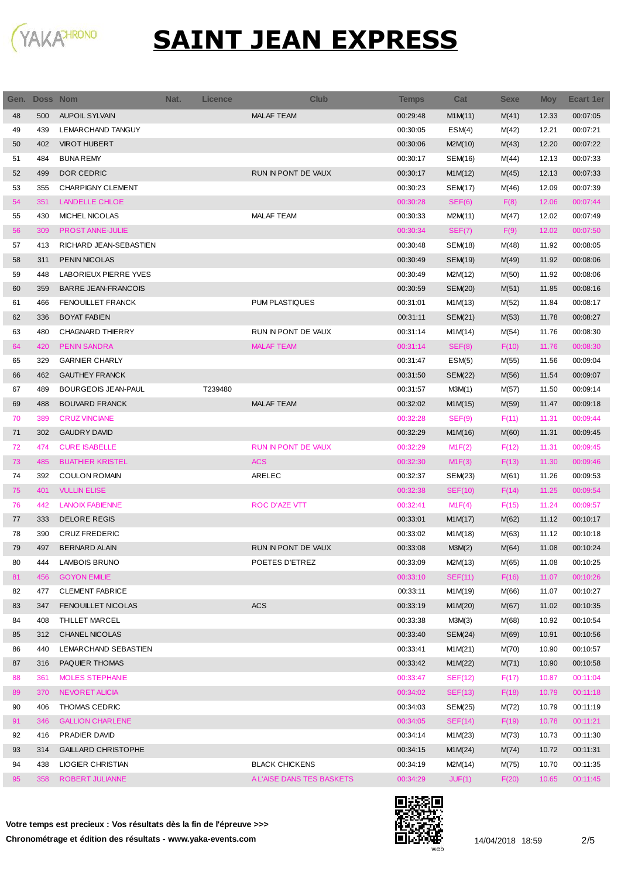# SAINT JEAN EXPRESS

| Gen. | Doss | Nom | Nat. | Licence | Club | Temps | Cat | Sexe | Moy | Ecart 1er |
|---|---|---|---|---|---|---|---|---|---|---|
| 48 | 500 | AUPOIL SYLVAIN | | | MALAF TEAM | 00:29:48 | M1M(11) | M(41) | 12.33 | 00:07:05 |
| 49 | 439 | LEMARCHAND TANGUY | | | | 00:30:05 | ESM(4) | M(42) | 12.21 | 00:07:21 |
| 50 | 402 | VIROT HUBERT | | | | 00:30:06 | M2M(10) | M(43) | 12.20 | 00:07:22 |
| 51 | 484 | BUNA REMY | | | | 00:30:17 | SEM(16) | M(44) | 12.13 | 00:07:33 |
| 52 | 499 | DOR CEDRIC | | | RUN IN PONT DE VAUX | 00:30:17 | M1M(12) | M(45) | 12.13 | 00:07:33 |
| 53 | 355 | CHARPIGNY CLEMENT | | | | 00:30:23 | SEM(17) | M(46) | 12.09 | 00:07:39 |
| 54 | 351 | LANDELLE CHLOE | | | | 00:30:28 | SEF(6) | F(8) | 12.06 | 00:07:44 |
| 55 | 430 | MICHEL NICOLAS | | | MALAF TEAM | 00:30:33 | M2M(11) | M(47) | 12.02 | 00:07:49 |
| 56 | 309 | PROST ANNE-JULIE | | | | 00:30:34 | SEF(7) | F(9) | 12.02 | 00:07:50 |
| 57 | 413 | RICHARD JEAN-SEBASTIEN | | | | 00:30:48 | SEM(18) | M(48) | 11.92 | 00:08:05 |
| 58 | 311 | PENIN NICOLAS | | | | 00:30:49 | SEM(19) | M(49) | 11.92 | 00:08:06 |
| 59 | 448 | LABORIEUX PIERRE YVES | | | | 00:30:49 | M2M(12) | M(50) | 11.92 | 00:08:06 |
| 60 | 359 | BARRE JEAN-FRANCOIS | | | | 00:30:59 | SEM(20) | M(51) | 11.85 | 00:08:16 |
| 61 | 466 | FENOUILLET FRANCK | | | PUM PLASTIQUES | 00:31:01 | M1M(13) | M(52) | 11.84 | 00:08:17 |
| 62 | 336 | BOYAT FABIEN | | | | 00:31:11 | SEM(21) | M(53) | 11.78 | 00:08:27 |
| 63 | 480 | CHAGNARD THIERRY | | | RUN IN PONT DE VAUX | 00:31:14 | M1M(14) | M(54) | 11.76 | 00:08:30 |
| 64 | 420 | PENIN SANDRA | | | MALAF TEAM | 00:31:14 | SEF(8) | F(10) | 11.76 | 00:08:30 |
| 65 | 329 | GARNIER CHARLY | | | | 00:31:47 | ESM(5) | M(55) | 11.56 | 00:09:04 |
| 66 | 462 | GAUTHEY FRANCK | | | | 00:31:50 | SEM(22) | M(56) | 11.54 | 00:09:07 |
| 67 | 489 | BOURGEOIS JEAN-PAUL | | T239480 | | 00:31:57 | M3M(1) | M(57) | 11.50 | 00:09:14 |
| 69 | 488 | BOUVARD FRANCK | | | MALAF TEAM | 00:32:02 | M1M(15) | M(59) | 11.47 | 00:09:18 |
| 70 | 389 | CRUZ VINCIANE | | | | 00:32:28 | SEF(9) | F(11) | 11.31 | 00:09:44 |
| 71 | 302 | GAUDRY DAVID | | | | 00:32:29 | M1M(16) | M(60) | 11.31 | 00:09:45 |
| 72 | 474 | CURE ISABELLE | | | RUN IN PONT DE VAUX | 00:32:29 | M1F(2) | F(12) | 11.31 | 00:09:45 |
| 73 | 485 | BUATHIER KRISTEL | | | ACS | 00:32:30 | M1F(3) | F(13) | 11.30 | 00:09:46 |
| 74 | 392 | COULON ROMAIN | | | ARELEC | 00:32:37 | SEM(23) | M(61) | 11.26 | 00:09:53 |
| 75 | 401 | VULLIN ELISE | | | | 00:32:38 | SEF(10) | F(14) | 11.25 | 00:09:54 |
| 76 | 442 | LANOIX FABIENNE | | | ROC D'AZE VTT | 00:32:41 | M1F(4) | F(15) | 11.24 | 00:09:57 |
| 77 | 333 | DELORE REGIS | | | | 00:33:01 | M1M(17) | M(62) | 11.12 | 00:10:17 |
| 78 | 390 | CRUZ FREDERIC | | | | 00:33:02 | M1M(18) | M(63) | 11.12 | 00:10:18 |
| 79 | 497 | BERNARD ALAIN | | | RUN IN PONT DE VAUX | 00:33:08 | M3M(2) | M(64) | 11.08 | 00:10:24 |
| 80 | 444 | LAMBOIS BRUNO | | | POETES D'ETREZ | 00:33:09 | M2M(13) | M(65) | 11.08 | 00:10:25 |
| 81 | 456 | GOYON EMILIE | | | | 00:33:10 | SEF(11) | F(16) | 11.07 | 00:10:26 |
| 82 | 477 | CLEMENT FABRICE | | | | 00:33:11 | M1M(19) | M(66) | 11.07 | 00:10:27 |
| 83 | 347 | FENOUILLET NICOLAS | | | ACS | 00:33:19 | M1M(20) | M(67) | 11.02 | 00:10:35 |
| 84 | 408 | THILLET MARCEL | | | | 00:33:38 | M3M(3) | M(68) | 10.92 | 00:10:54 |
| 85 | 312 | CHANEL NICOLAS | | | | 00:33:40 | SEM(24) | M(69) | 10.91 | 00:10:56 |
| 86 | 440 | LEMARCHAND SEBASTIEN | | | | 00:33:41 | M1M(21) | M(70) | 10.90 | 00:10:57 |
| 87 | 316 | PAQUIER THOMAS | | | | 00:33:42 | M1M(22) | M(71) | 10.90 | 00:10:58 |
| 88 | 361 | MOLES STEPHANIE | | | | 00:33:47 | SEF(12) | F(17) | 10.87 | 00:11:04 |
| 89 | 370 | NEVORET ALICIA | | | | 00:34:02 | SEF(13) | F(18) | 10.79 | 00:11:18 |
| 90 | 406 | THOMAS CEDRIC | | | | 00:34:03 | SEM(25) | M(72) | 10.79 | 00:11:19 |
| 91 | 346 | GALLION CHARLENE | | | | 00:34:05 | SEF(14) | F(19) | 10.78 | 00:11:21 |
| 92 | 416 | PRADIER DAVID | | | | 00:34:14 | M1M(23) | M(73) | 10.73 | 00:11:30 |
| 93 | 314 | GAILLARD CHRISTOPHE | | | | 00:34:15 | M1M(24) | M(74) | 10.72 | 00:11:31 |
| 94 | 438 | LIOGIER CHRISTIAN | | | BLACK CHICKENS | 00:34:19 | M2M(14) | M(75) | 10.70 | 00:11:35 |
| 95 | 358 | ROBERT JULIANNE | | | A L'AISE DANS TES BASKETS | 00:34:29 | JUF(1) | F(20) | 10.65 | 00:11:45 |

**Votre temps est precieux : Vos résultats dès la fin de l'épreuve >>>**

**Chronométrage et édition des résultats - www.yaka-events.com**

14/04/2018 18:59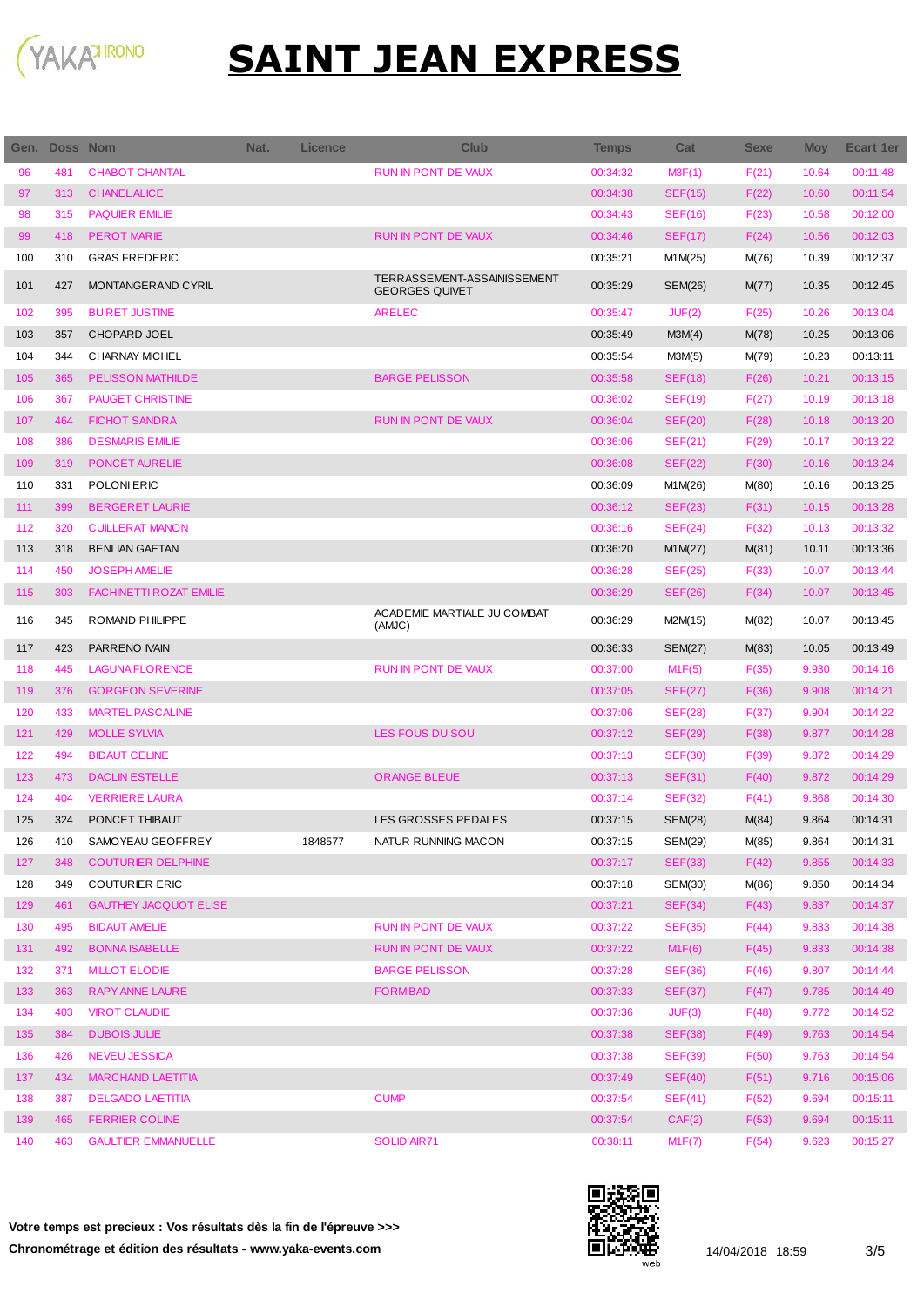# SAINT JEAN EXPRESS

| Gen. | Doss | Nom | Nat. | Licence | Club | Temps | Cat | Sexe | Moy | Ecart 1er |
|---|---|---|---|---|---|---|---|---|---|---|
| 96 | 481 | CHABOT CHANTAL | | | RUN IN PONT DE VAUX | 00:34:32 | M3F(1) | F(21) | 10.64 | 00:11:48 |
| 97 | 313 | CHANEL ALICE | | | | 00:34:38 | SEF(15) | F(22) | 10.60 | 00:11:54 |
| 98 | 315 | PAQUIER EMILIE | | | | 00:34:43 | SEF(16) | F(23) | 10.58 | 00:12:00 |
| 99 | 418 | PEROT MARIE | | | RUN IN PONT DE VAUX | 00:34:46 | SEF(17) | F(24) | 10.56 | 00:12:03 |
| 100 | 310 | GRAS FREDERIC | | | | 00:35:21 | M1M(25) | M(76) | 10.39 | 00:12:37 |
| 101 | 427 | MONTANGERAND CYRIL | | | TERRASSEMENT-ASSAINISSEMENT GEORGES QUIVET | 00:35:29 | SEM(26) | M(77) | 10.35 | 00:12:45 |
| 102 | 395 | BUIRET JUSTINE | | | ARELEC | 00:35:47 | JUF(2) | F(25) | 10.26 | 00:13:04 |
| 103 | 357 | CHOPARD JOEL | | | | 00:35:49 | M3M(4) | M(78) | 10.25 | 00:13:06 |
| 104 | 344 | CHARNAY MICHEL | | | | 00:35:54 | M3M(5) | M(79) | 10.23 | 00:13:11 |
| 105 | 365 | PELISSON MATHILDE | | | BARGE PELISSON | 00:35:58 | SEF(18) | F(26) | 10.21 | 00:13:15 |
| 106 | 367 | PAUGET CHRISTINE | | | | 00:36:02 | SEF(19) | F(27) | 10.19 | 00:13:18 |
| 107 | 464 | FICHOT SANDRA | | | RUN IN PONT DE VAUX | 00:36:04 | SEF(20) | F(28) | 10.18 | 00:13:20 |
| 108 | 386 | DESMARIS EMILIE | | | | 00:36:06 | SEF(21) | F(29) | 10.17 | 00:13:22 |
| 109 | 319 | PONCET AURELIE | | | | 00:36:08 | SEF(22) | F(30) | 10.16 | 00:13:24 |
| 110 | 331 | POLONI ERIC | | | | 00:36:09 | M1M(26) | M(80) | 10.16 | 00:13:25 |
| 111 | 399 | BERGERET LAURIE | | | | 00:36:12 | SEF(23) | F(31) | 10.15 | 00:13:28 |
| 112 | 320 | CUILLERAT MANON | | | | 00:36:16 | SEF(24) | F(32) | 10.13 | 00:13:32 |
| 113 | 318 | BENLIAN GAETAN | | | | 00:36:20 | M1M(27) | M(81) | 10.11 | 00:13:36 |
| 114 | 450 | JOSEPH AMELIE | | | | 00:36:28 | SEF(25) | F(33) | 10.07 | 00:13:44 |
| 115 | 303 | FACHINETTI ROZAT EMILIE | | | | 00:36:29 | SEF(26) | F(34) | 10.07 | 00:13:45 |
| 116 | 345 | ROMAND PHILIPPE | | | ACADEMIE MARTIALE JU COMBAT (AMJC) | 00:36:29 | M2M(15) | M(82) | 10.07 | 00:13:45 |
| 117 | 423 | PARRENO IVAIN | | | | 00:36:33 | SEM(27) | M(83) | 10.05 | 00:13:49 |
| 118 | 445 | LAGUNA FLORENCE | | | RUN IN PONT DE VAUX | 00:37:00 | M1F(5) | F(35) | 9.930 | 00:14:16 |
| 119 | 376 | GORGEON SEVERINE | | | | 00:37:05 | SEF(27) | F(36) | 9.908 | 00:14:21 |
| 120 | 433 | MARTEL PASCALINE | | | | 00:37:06 | SEF(28) | F(37) | 9.904 | 00:14:22 |
| 121 | 429 | MOLLE SYLVIA | | | LES FOUS DU SOU | 00:37:12 | SEF(29) | F(38) | 9.877 | 00:14:28 |
| 122 | 494 | BIDAUT CELINE | | | | 00:37:13 | SEF(30) | F(39) | 9.872 | 00:14:29 |
| 123 | 473 | DACLIN ESTELLE | | | ORANGE BLEUE | 00:37:13 | SEF(31) | F(40) | 9.872 | 00:14:29 |
| 124 | 404 | VERRIERE LAURA | | | | 00:37:14 | SEF(32) | F(41) | 9.868 | 00:14:30 |
| 125 | 324 | PONCET THIBAUT | | | LES GROSSES PEDALES | 00:37:15 | SEM(28) | M(84) | 9.864 | 00:14:31 |
| 126 | 410 | SAMOYEAU GEOFFREY | | 1848577 | NATUR RUNNING MACON | 00:37:15 | SEM(29) | M(85) | 9.864 | 00:14:31 |
| 127 | 348 | COUTURIER DELPHINE | | | | 00:37:17 | SEF(33) | F(42) | 9.855 | 00:14:33 |
| 128 | 349 | COUTURIER ERIC | | | | 00:37:18 | SEM(30) | M(86) | 9.850 | 00:14:34 |
| 129 | 461 | GAUTHEY JACQUOT ELISE | | | | 00:37:21 | SEF(34) | F(43) | 9.837 | 00:14:37 |
| 130 | 495 | BIDAUT AMELIE | | | RUN IN PONT DE VAUX | 00:37:22 | SEF(35) | F(44) | 9.833 | 00:14:38 |
| 131 | 492 | BONNA ISABELLE | | | RUN IN PONT DE VAUX | 00:37:22 | M1F(6) | F(45) | 9.833 | 00:14:38 |
| 132 | 371 | MILLOT ELODIE | | | BARGE PELISSON | 00:37:28 | SEF(36) | F(46) | 9.807 | 00:14:44 |
| 133 | 363 | RAPY ANNE LAURE | | | FORMIBAD | 00:37:33 | SEF(37) | F(47) | 9.785 | 00:14:49 |
| 134 | 403 | VIROT CLAUDIE | | | | 00:37:36 | JUF(3) | F(48) | 9.772 | 00:14:52 |
| 135 | 384 | DUBOIS JULIE | | | | 00:37:38 | SEF(38) | F(49) | 9.763 | 00:14:54 |
| 136 | 426 | NEVEU JESSICA | | | | 00:37:38 | SEF(39) | F(50) | 9.763 | 00:14:54 |
| 137 | 434 | MARCHAND LAETITIA | | | | 00:37:49 | SEF(40) | F(51) | 9.716 | 00:15:06 |
| 138 | 387 | DELGADO LAETITIA | | | CUMP | 00:37:54 | SEF(41) | F(52) | 9.694 | 00:15:11 |
| 139 | 465 | FERRIER COLINE | | | | 00:37:54 | CAF(2) | F(53) | 9.694 | 00:15:11 |
| 140 | 463 | GAULTIER EMMANUELLE | | | SOLID'AIR71 | 00:38:11 | M1F(7) | F(54) | 9.623 | 00:15:27 |

**Votre temps est precieux : Vos résultats dès la fin de l'épreuve >>>**

**Chronométrage et édition des résultats - www.yaka-events.com**

14/04/2018 18:59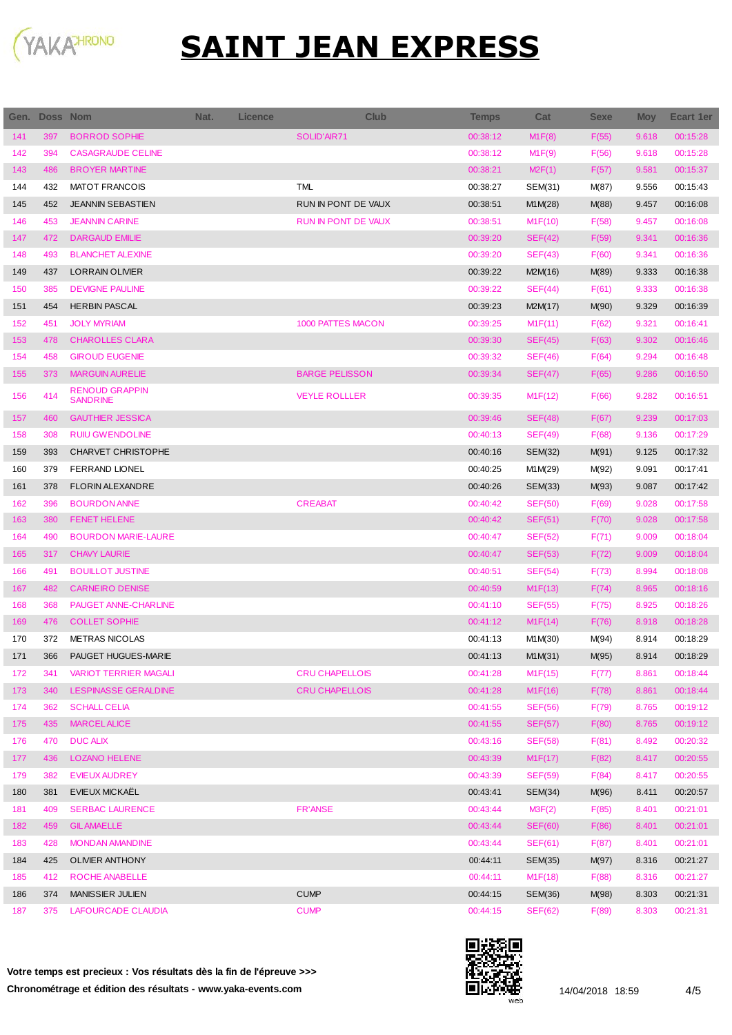# SAINT JEAN EXPRESS

| Gen. | Doss | Nom | Nat. | Licence | Club | Temps | Cat | Sexe | Moy | Ecart 1er |
|---|---|---|---|---|---|---|---|---|---|---|
| 141 | 397 | BORROD SOPHIE | | | SOLID'AIR71 | 00:38:12 | M1F(8) | F(55) | 9.618 | 00:15:28 |
| 142 | 394 | CASAGRAUDE CELINE | | | | 00:38:12 | M1F(9) | F(56) | 9.618 | 00:15:28 |
| 143 | 486 | BROYER MARTINE | | | | 00:38:21 | M2F(1) | F(57) | 9.581 | 00:15:37 |
| 144 | 432 | MATOT FRANCOIS | | | TML | 00:38:27 | SEM(31) | M(87) | 9.556 | 00:15:43 |
| 145 | 452 | JEANNIN SEBASTIEN | | | RUN IN PONT DE VAUX | 00:38:51 | M1M(28) | M(88) | 9.457 | 00:16:08 |
| 146 | 453 | JEANNIN CARINE | | | RUN IN PONT DE VAUX | 00:38:51 | M1F(10) | F(58) | 9.457 | 00:16:08 |
| 147 | 472 | DARGAUD EMILIE | | | | 00:39:20 | SEF(42) | F(59) | 9.341 | 00:16:36 |
| 148 | 493 | BLANCHET ALEXINE | | | | 00:39:20 | SEF(43) | F(60) | 9.341 | 00:16:36 |
| 149 | 437 | LORRAIN OLIVIER | | | | 00:39:22 | M2M(16) | M(89) | 9.333 | 00:16:38 |
| 150 | 385 | DEVIGNE PAULINE | | | | 00:39:22 | SEF(44) | F(61) | 9.333 | 00:16:38 |
| 151 | 454 | HERBIN PASCAL | | | | 00:39:23 | M2M(17) | M(90) | 9.329 | 00:16:39 |
| 152 | 451 | JOLY MYRIAM | | | 1000 PATTES MACON | 00:39:25 | M1F(11) | F(62) | 9.321 | 00:16:41 |
| 153 | 478 | CHAROLLES CLARA | | | | 00:39:30 | SEF(45) | F(63) | 9.302 | 00:16:46 |
| 154 | 458 | GIROUD EUGENIE | | | | 00:39:32 | SEF(46) | F(64) | 9.294 | 00:16:48 |
| 155 | 373 | MARGUIN AURELIE | | | BARGE PELISSON | 00:39:34 | SEF(47) | F(65) | 9.286 | 00:16:50 |
| 156 | 414 | RENOUD GRAPPIN SANDRINE | | | VEYLE ROLLLER | 00:39:35 | M1F(12) | F(66) | 9.282 | 00:16:51 |
| 157 | 460 | GAUTHIER JESSICA | | | | 00:39:46 | SEF(48) | F(67) | 9.239 | 00:17:03 |
| 158 | 308 | RUIU GWENDOLINE | | | | 00:40:13 | SEF(49) | F(68) | 9.136 | 00:17:29 |
| 159 | 393 | CHARVET CHRISTOPHE | | | | 00:40:16 | SEM(32) | M(91) | 9.125 | 00:17:32 |
| 160 | 379 | FERRAND LIONEL | | | | 00:40:25 | M1M(29) | M(92) | 9.091 | 00:17:41 |
| 161 | 378 | FLORIN ALEXANDRE | | | | 00:40:26 | SEM(33) | M(93) | 9.087 | 00:17:42 |
| 162 | 396 | BOURDON ANNE | | | CREABAT | 00:40:42 | SEF(50) | F(69) | 9.028 | 00:17:58 |
| 163 | 380 | FENET HELENE | | | | 00:40:42 | SEF(51) | F(70) | 9.028 | 00:17:58 |
| 164 | 490 | BOURDON MARIE-LAURE | | | | 00:40:47 | SEF(52) | F(71) | 9.009 | 00:18:04 |
| 165 | 317 | CHAVY LAURIE | | | | 00:40:47 | SEF(53) | F(72) | 9.009 | 00:18:04 |
| 166 | 491 | BOUILLOT JUSTINE | | | | 00:40:51 | SEF(54) | F(73) | 8.994 | 00:18:08 |
| 167 | 482 | CARNEIRO DENISE | | | | 00:40:59 | M1F(13) | F(74) | 8.965 | 00:18:16 |
| 168 | 368 | PAUGET ANNE-CHARLINE | | | | 00:41:10 | SEF(55) | F(75) | 8.925 | 00:18:26 |
| 169 | 476 | COLLET SOPHIE | | | | 00:41:12 | M1F(14) | F(76) | 8.918 | 00:18:28 |
| 170 | 372 | METRAS NICOLAS | | | | 00:41:13 | M1M(30) | M(94) | 8.914 | 00:18:29 |
| 171 | 366 | PAUGET HUGUES-MARIE | | | | 00:41:13 | M1M(31) | M(95) | 8.914 | 00:18:29 |
| 172 | 341 | VARIOT TERRIER MAGALI | | | CRU CHAPELLOIS | 00:41:28 | M1F(15) | F(77) | 8.861 | 00:18:44 |
| 173 | 340 | LESPINASSE GERALDINE | | | CRU CHAPELLOIS | 00:41:28 | M1F(16) | F(78) | 8.861 | 00:18:44 |
| 174 | 362 | SCHALL CELIA | | | | 00:41:55 | SEF(56) | F(79) | 8.765 | 00:19:12 |
| 175 | 435 | MARCEL ALICE | | | | 00:41:55 | SEF(57) | F(80) | 8.765 | 00:19:12 |
| 176 | 470 | DUC ALIX | | | | 00:43:16 | SEF(58) | F(81) | 8.492 | 00:20:32 |
| 177 | 436 | LOZANO HELENE | | | | 00:43:39 | M1F(17) | F(82) | 8.417 | 00:20:55 |
| 179 | 382 | EVIEUX AUDREY | | | | 00:43:39 | SEF(59) | F(84) | 8.417 | 00:20:55 |
| 180 | 381 | EVIEUX MICKAËL | | | | 00:43:41 | SEM(34) | M(96) | 8.411 | 00:20:57 |
| 181 | 409 | SERBAC LAURENCE | | | FR'ANSE | 00:43:44 | M3F(2) | F(85) | 8.401 | 00:21:01 |
| 182 | 459 | GIL AMAELLE | | | | 00:43:44 | SEF(60) | F(86) | 8.401 | 00:21:01 |
| 183 | 428 | MONDAN AMANDINE | | | | 00:43:44 | SEF(61) | F(87) | 8.401 | 00:21:01 |
| 184 | 425 | OLIVIER ANTHONY | | | | 00:44:11 | SEM(35) | M(97) | 8.316 | 00:21:27 |
| 185 | 412 | ROCHE ANABELLE | | | | 00:44:11 | M1F(18) | F(88) | 8.316 | 00:21:27 |
| 186 | 374 | MANISSIER JULIEN | | | CUMP | 00:44:15 | SEM(36) | M(98) | 8.303 | 00:21:31 |
| 187 | 375 | LAFOURCADE CLAUDIA | | | CUMP | 00:44:15 | SEF(62) | F(89) | 8.303 | 00:21:31 |

**Votre temps est precieux : Vos résultats dès la fin de l'épreuve >>>**

**Chronométrage et édition des résultats - www.yaka-events.com**

14/04/2018 18:59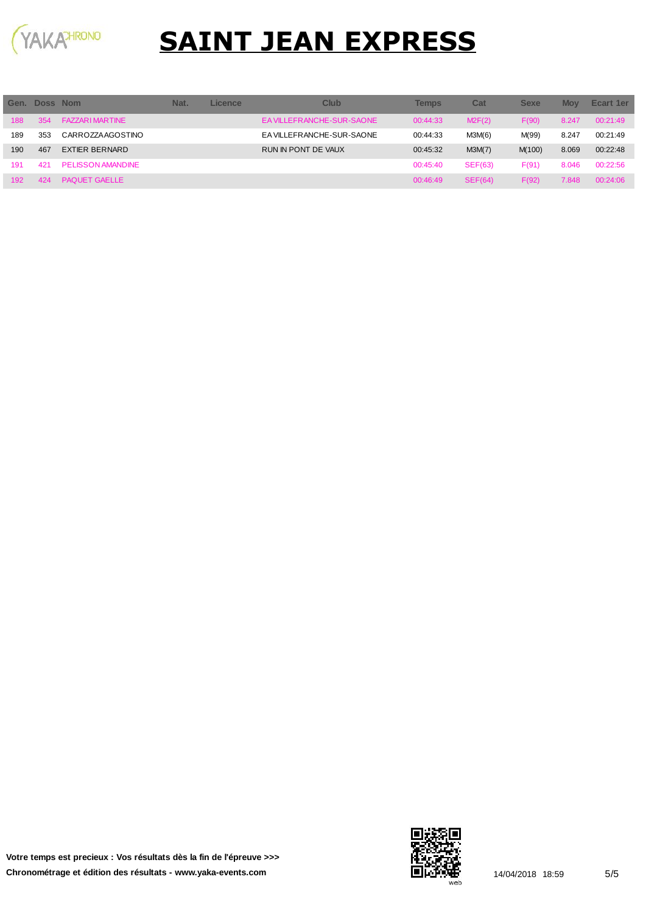# SAINT JEAN EXPRESS

| Gen. | Doss | Nom | Nat. | Licence | Club | Temps | Cat | Sexe | Moy | Ecart 1er |
|---|---|---|---|---|---|---|---|---|---|---|
| 188 | 354 | FAZZARI MARTINE | | | EA VILLEFRANCHE-SUR-SAONE | 00:44:33 | M2F(2) | F(90) | 8.247 | 00:21:49 |
| 189 | 353 | CARROZZA AGOSTINO | | | EA VILLEFRANCHE-SUR-SAONE | 00:44:33 | M3M(6) | M(99) | 8.247 | 00:21:49 |
| 190 | 467 | EXTIER BERNARD | | | RUN IN PONT DE VAUX | 00:45:32 | M3M(7) | M(100) | 8.069 | 00:22:48 |
| 191 | 421 | PELISSON AMANDINE | | | | 00:45:40 | SEF(63) | F(91) | 8.046 | 00:22:56 |
| 192 | 424 | PAQUET GAELLE | | | | 00:46:49 | SEF(64) | F(92) | 7.848 | 00:24:06 |

**Votre temps est precieux : Vos résultats dès la fin de l'épreuve >>>**

**Chronométrage et édition des résultats - www.yaka-events.com**

14/04/2018 18:59